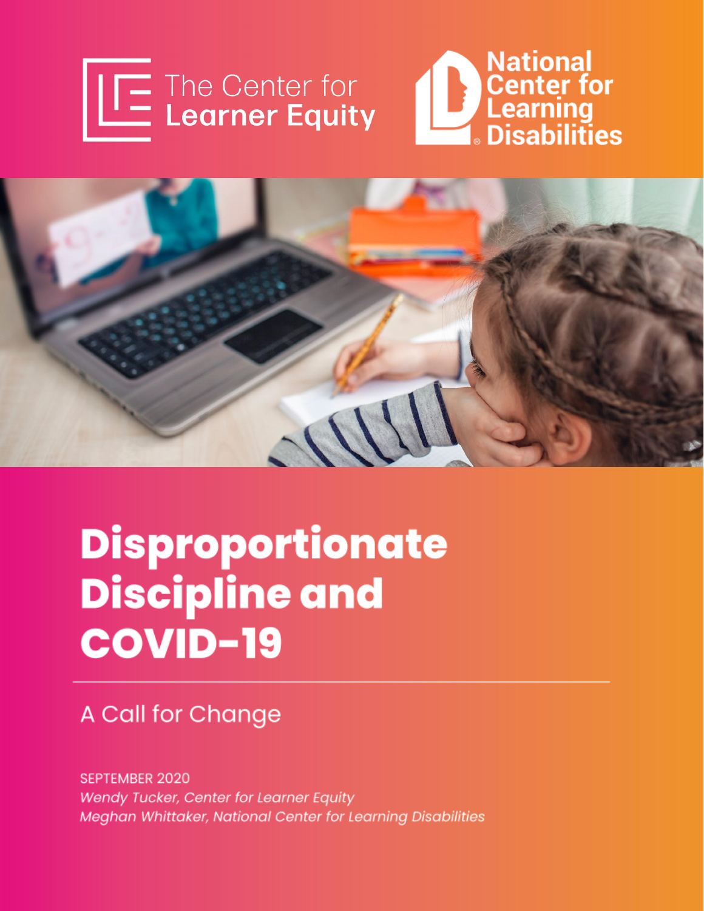The Center for Learner Equity

National Center for Learning Disabilities

# Disproportionate Discipline and COVID-19

## A Call for Change

SEPTEMBER 2020

*Wendy Tucker, Center for Learner Equity*

*Meghan Whittaker, National Center for Learning Disabilities*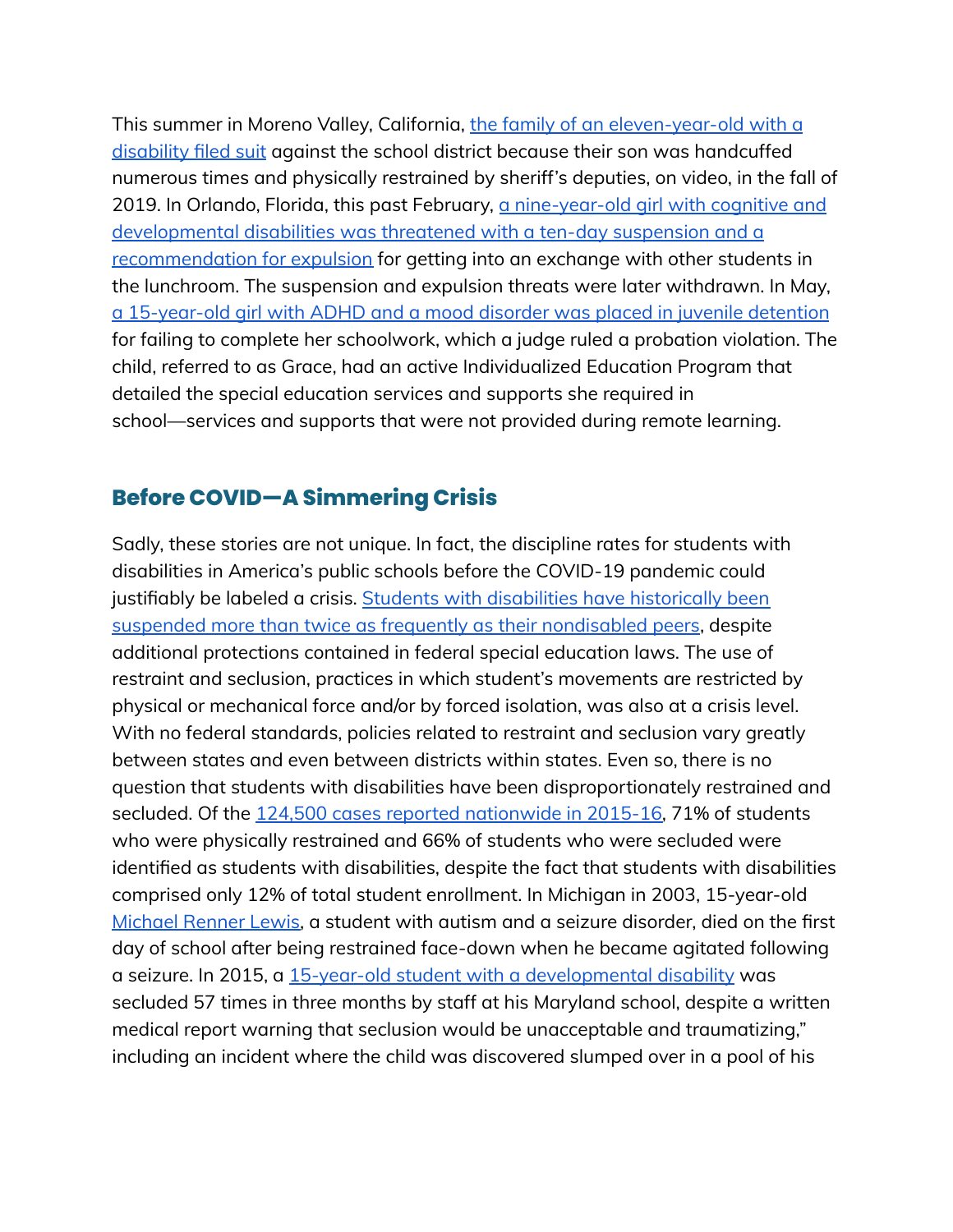This summer in Moreno Valley, California, the family of an eleven-year-old with a disability filed suit against the school district because their son was handcuffed numerous times and physically restrained by sheriff's deputies, on video, in the fall of 2019. In Orlando, Florida, this past February, a nine-year-old girl with cognitive and developmental disabilities was threatened with a ten-day suspension and a recommendation for expulsion for getting into an exchange with other students in the lunchroom. The suspension and expulsion threats were later withdrawn. In May, a 15-year-old girl with ADHD and a mood disorder was placed in juvenile detention for failing to complete her schoolwork, which a judge ruled a probation violation. The child, referred to as Grace, had an active Individualized Education Program that detailed the special education services and supports she required in school—services and supports that were not provided during remote learning.

## Before COVID—A Simmering Crisis

Sadly, these stories are not unique. In fact, the discipline rates for students with disabilities in America's public schools before the COVID-19 pandemic could justifiably be labeled a crisis. Students with disabilities have historically been suspended more than twice as frequently as their nondisabled peers, despite additional protections contained in federal special education laws. The use of restraint and seclusion, practices in which student's movements are restricted by physical or mechanical force and/or by forced isolation, was also at a crisis level. With no federal standards, policies related to restraint and seclusion vary greatly between states and even between districts within states. Even so, there is no question that students with disabilities have been disproportionately restrained and secluded. Of the 124,500 cases reported nationwide in 2015-16, 71% of students who were physically restrained and 66% of students who were secluded were identified as students with disabilities, despite the fact that students with disabilities comprised only 12% of total student enrollment. In Michigan in 2003, 15-year-old Michael Renner Lewis, a student with autism and a seizure disorder, died on the first day of school after being restrained face-down when he became agitated following a seizure. In 2015, a 15-year-old student with a developmental disability was secluded 57 times in three months by staff at his Maryland school, despite a written medical report warning that seclusion would be unacceptable and traumatizing," including an incident where the child was discovered slumped over in a pool of his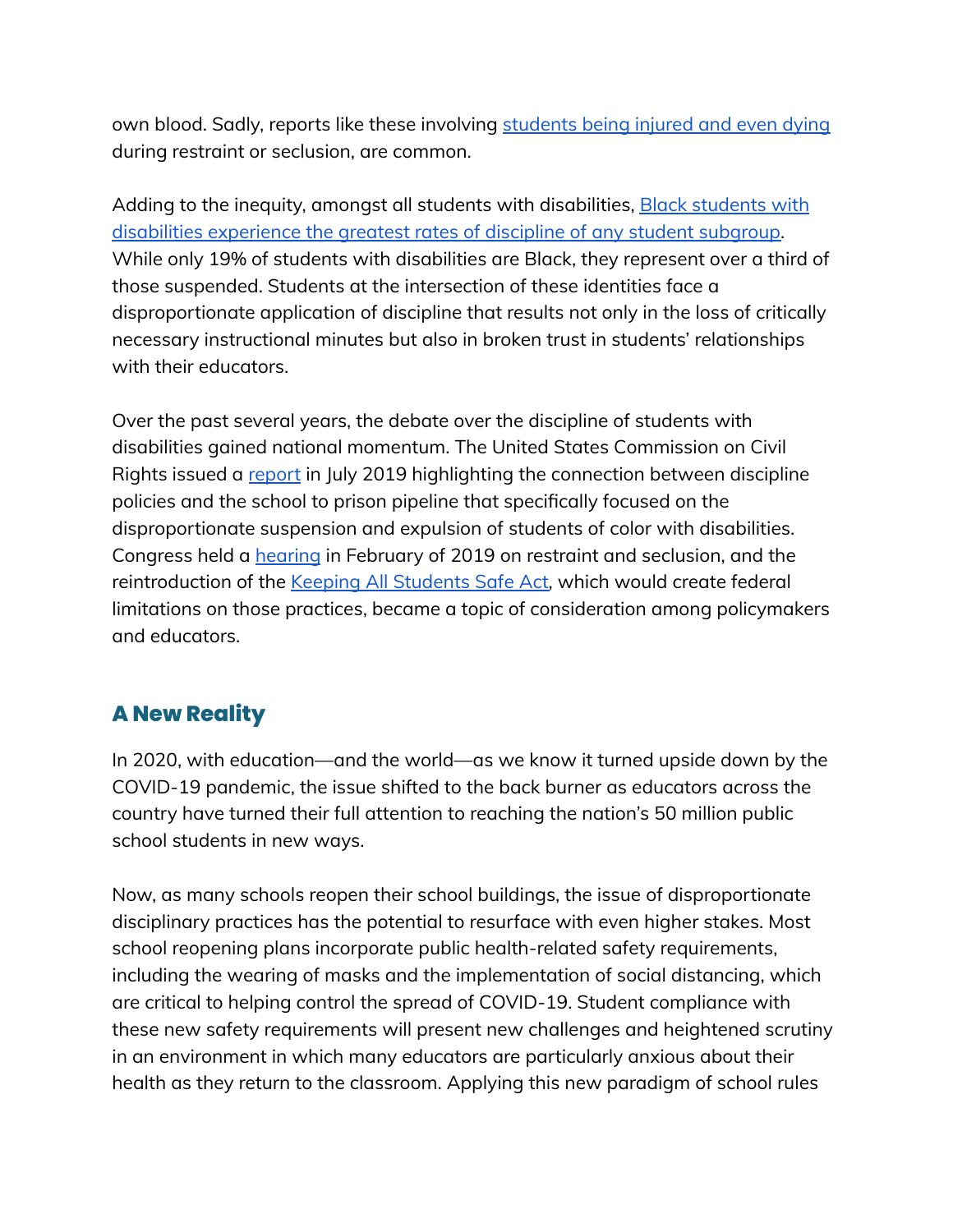own blood. Sadly, reports like these involving students being injured and even dying during restraint or seclusion, are common.

Adding to the inequity, amongst all students with disabilities, Black students with disabilities experience the greatest rates of discipline of any student subgroup. While only 19% of students with disabilities are Black, they represent over a third of those suspended. Students at the intersection of these identities face a disproportionate application of discipline that results not only in the loss of critically necessary instructional minutes but also in broken trust in students' relationships with their educators.

Over the past several years, the debate over the discipline of students with disabilities gained national momentum. The United States Commission on Civil Rights issued a report in July 2019 highlighting the connection between discipline policies and the school to prison pipeline that specifically focused on the disproportionate suspension and expulsion of students of color with disabilities. Congress held a hearing in February of 2019 on restraint and seclusion, and the reintroduction of the Keeping All Students Safe Act, which would create federal limitations on those practices, became a topic of consideration among policymakers and educators.

## A New Reality

In 2020, with education—and the world—as we know it turned upside down by the COVID-19 pandemic, the issue shifted to the back burner as educators across the country have turned their full attention to reaching the nation's 50 million public school students in new ways.

Now, as many schools reopen their school buildings, the issue of disproportionate disciplinary practices has the potential to resurface with even higher stakes. Most school reopening plans incorporate public health-related safety requirements, including the wearing of masks and the implementation of social distancing, which are critical to helping control the spread of COVID-19. Student compliance with these new safety requirements will present new challenges and heightened scrutiny in an environment in which many educators are particularly anxious about their health as they return to the classroom. Applying this new paradigm of school rules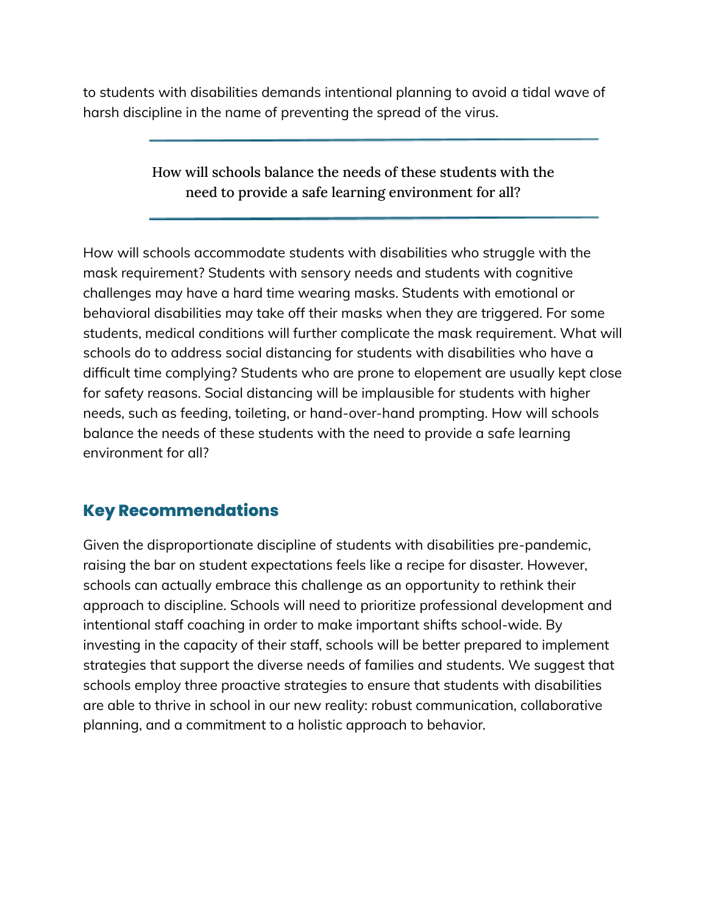to students with disabilities demands intentional planning to avoid a tidal wave of harsh discipline in the name of preventing the spread of the virus.

> How will schools balance the needs of these students with the need to provide a safe learning environment for all?

How will schools accommodate students with disabilities who struggle with the mask requirement? Students with sensory needs and students with cognitive challenges may have a hard time wearing masks. Students with emotional or behavioral disabilities may take off their masks when they are triggered. For some students, medical conditions will further complicate the mask requirement. What will schools do to address social distancing for students with disabilities who have a difficult time complying? Students who are prone to elopement are usually kept close for safety reasons. Social distancing will be implausible for students with higher needs, such as feeding, toileting, or hand-over-hand prompting. How will schools balance the needs of these students with the need to provide a safe learning environment for all?

## Key Recommendations

Given the disproportionate discipline of students with disabilities pre-pandemic, raising the bar on student expectations feels like a recipe for disaster. However, schools can actually embrace this challenge as an opportunity to rethink their approach to discipline. Schools will need to prioritize professional development and intentional staff coaching in order to make important shifts school-wide. By investing in the capacity of their staff, schools will be better prepared to implement strategies that support the diverse needs of families and students. We suggest that schools employ three proactive strategies to ensure that students with disabilities are able to thrive in school in our new reality: robust communication, collaborative planning, and a commitment to a holistic approach to behavior.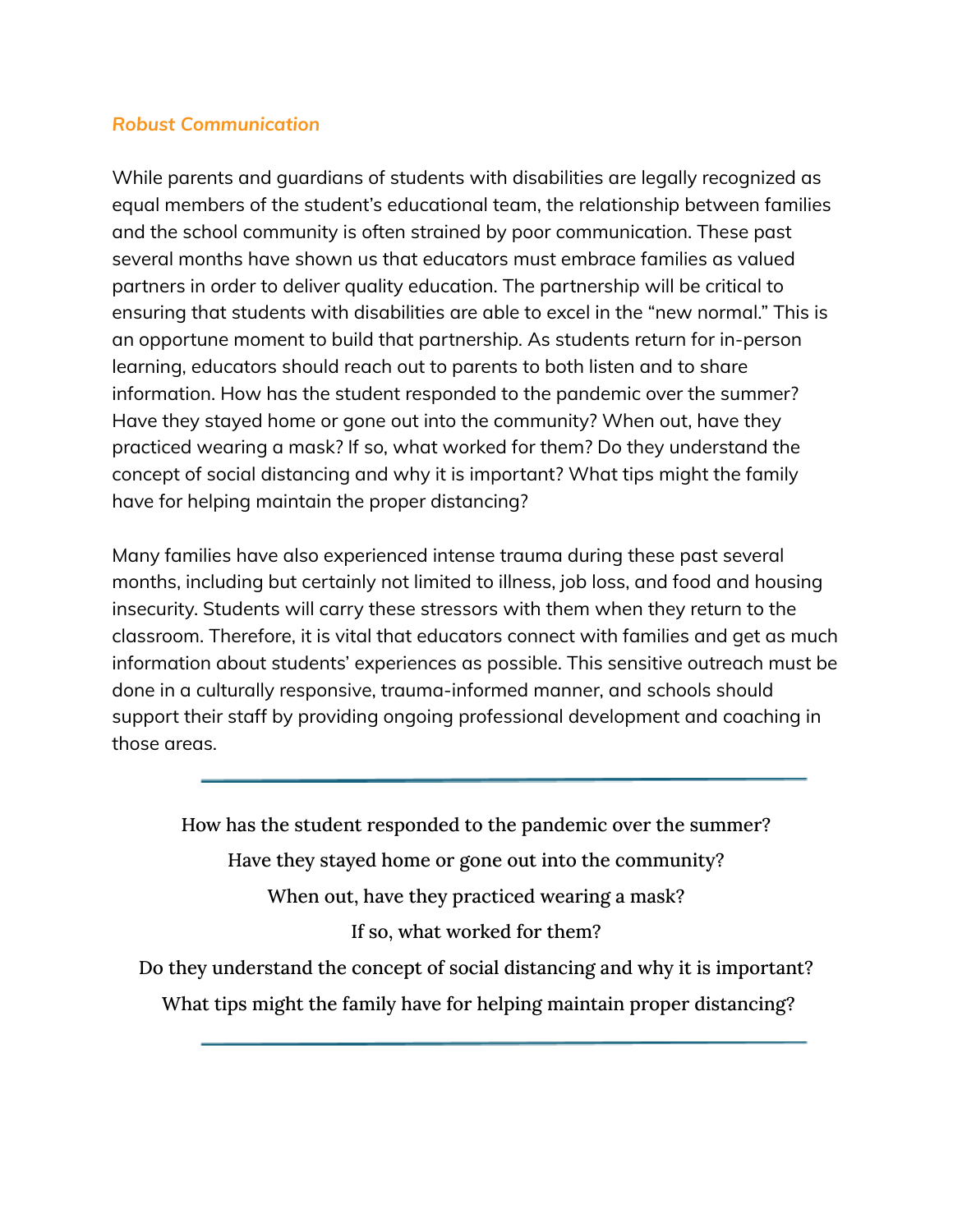### *Robust Communication*

While parents and guardians of students with disabilities are legally recognized as equal members of the student's educational team, the relationship between families and the school community is often strained by poor communication. These past several months have shown us that educators must embrace families as valued partners in order to deliver quality education. The partnership will be critical to ensuring that students with disabilities are able to excel in the "new normal." This is an opportune moment to build that partnership. As students return for in-person learning, educators should reach out to parents to both listen and to share information. How has the student responded to the pandemic over the summer? Have they stayed home or gone out into the community? When out, have they practiced wearing a mask? If so, what worked for them? Do they understand the concept of social distancing and why it is important? What tips might the family have for helping maintain the proper distancing?

Many families have also experienced intense trauma during these past several months, including but certainly not limited to illness, job loss, and food and housing insecurity. Students will carry these stressors with them when they return to the classroom. Therefore, it is vital that educators connect with families and get as much information about students' experiences as possible. This sensitive outreach must be done in a culturally responsive, trauma-informed manner, and schools should support their staff by providing ongoing professional development and coaching in those areas.

---

How has the student responded to the pandemic over the summer?

Have they stayed home or gone out into the community?

When out, have they practiced wearing a mask?

If so, what worked for them?

Do they understand the concept of social distancing and why it is important?

What tips might the family have for helping maintain proper distancing?

---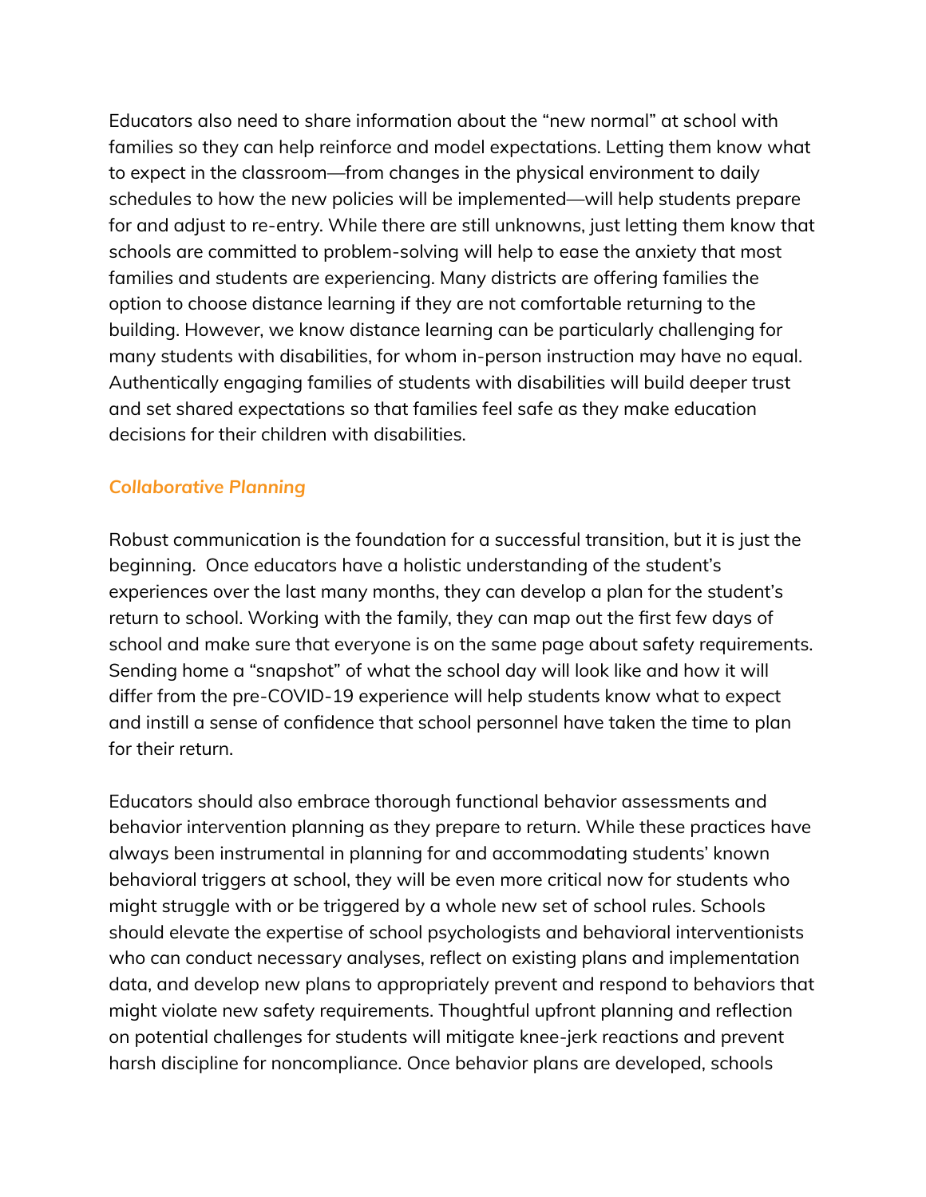Educators also need to share information about the "new normal" at school with families so they can help reinforce and model expectations. Letting them know what to expect in the classroom—from changes in the physical environment to daily schedules to how the new policies will be implemented—will help students prepare for and adjust to re-entry. While there are still unknowns, just letting them know that schools are committed to problem-solving will help to ease the anxiety that most families and students are experiencing. Many districts are offering families the option to choose distance learning if they are not comfortable returning to the building. However, we know distance learning can be particularly challenging for many students with disabilities, for whom in-person instruction may have no equal. Authentically engaging families of students with disabilities will build deeper trust and set shared expectations so that families feel safe as they make education decisions for their children with disabilities.

### *Collaborative Planning*

Robust communication is the foundation for a successful transition, but it is just the beginning. Once educators have a holistic understanding of the student's experiences over the last many months, they can develop a plan for the student's return to school. Working with the family, they can map out the first few days of school and make sure that everyone is on the same page about safety requirements. Sending home a "snapshot" of what the school day will look like and how it will differ from the pre-COVID-19 experience will help students know what to expect and instill a sense of confidence that school personnel have taken the time to plan for their return.

Educators should also embrace thorough functional behavior assessments and behavior intervention planning as they prepare to return. While these practices have always been instrumental in planning for and accommodating students' known behavioral triggers at school, they will be even more critical now for students who might struggle with or be triggered by a whole new set of school rules. Schools should elevate the expertise of school psychologists and behavioral interventionists who can conduct necessary analyses, reflect on existing plans and implementation data, and develop new plans to appropriately prevent and respond to behaviors that might violate new safety requirements. Thoughtful upfront planning and reflection on potential challenges for students will mitigate knee-jerk reactions and prevent harsh discipline for noncompliance. Once behavior plans are developed, schools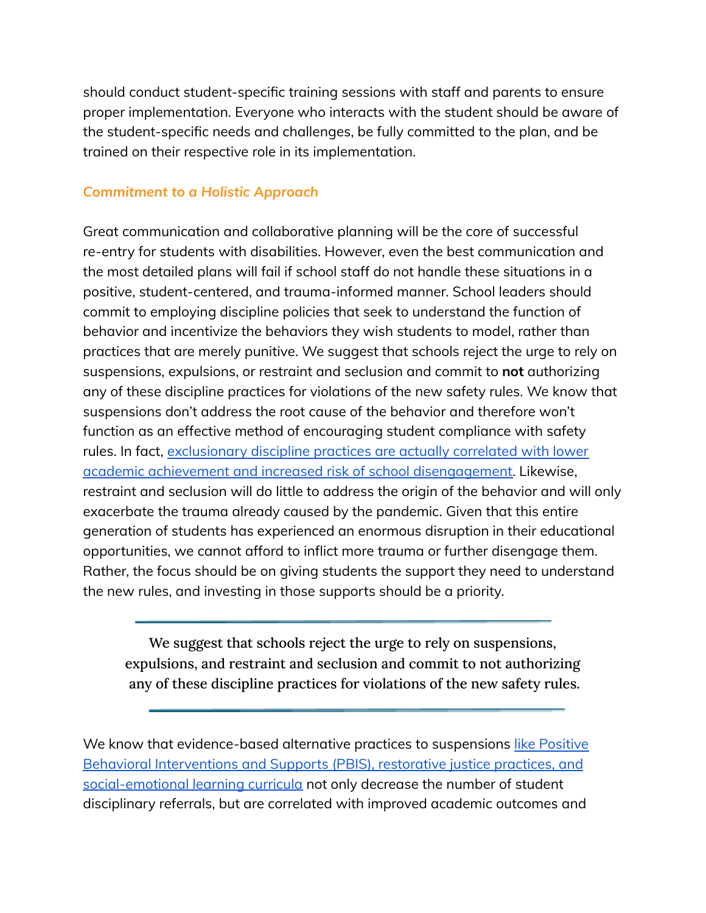should conduct student-specific training sessions with staff and parents to ensure proper implementation. Everyone who interacts with the student should be aware of the student-specific needs and challenges, be fully committed to the plan, and be trained on their respective role in its implementation.

### *Commitment to a Holistic Approach*

Great communication and collaborative planning will be the core of successful re-entry for students with disabilities. However, even the best communication and the most detailed plans will fail if school staff do not handle these situations in a positive, student-centered, and trauma-informed manner. School leaders should commit to employing discipline policies that seek to understand the function of behavior and incentivize the behaviors they wish students to model, rather than practices that are merely punitive. We suggest that schools reject the urge to rely on suspensions, expulsions, or restraint and seclusion and commit to **not** authorizing any of these discipline practices for violations of the new safety rules. We know that suspensions don't address the root cause of the behavior and therefore won't function as an effective method of encouraging student compliance with safety rules. In fact, exclusionary discipline practices are actually correlated with lower academic achievement and increased risk of school disengagement. Likewise, restraint and seclusion will do little to address the origin of the behavior and will only exacerbate the trauma already caused by the pandemic. Given that this entire generation of students has experienced an enormous disruption in their educational opportunities, we cannot afford to inflict more trauma or further disengage them. Rather, the focus should be on giving students the support they need to understand the new rules, and investing in those supports should be a priority.

> We suggest that schools reject the urge to rely on suspensions, expulsions, and restraint and seclusion and commit to not authorizing any of these discipline practices for violations of the new safety rules.

We know that evidence-based alternative practices to suspensions like Positive Behavioral Interventions and Supports (PBIS), restorative justice practices, and social-emotional learning curricula not only decrease the number of student disciplinary referrals, but are correlated with improved academic outcomes and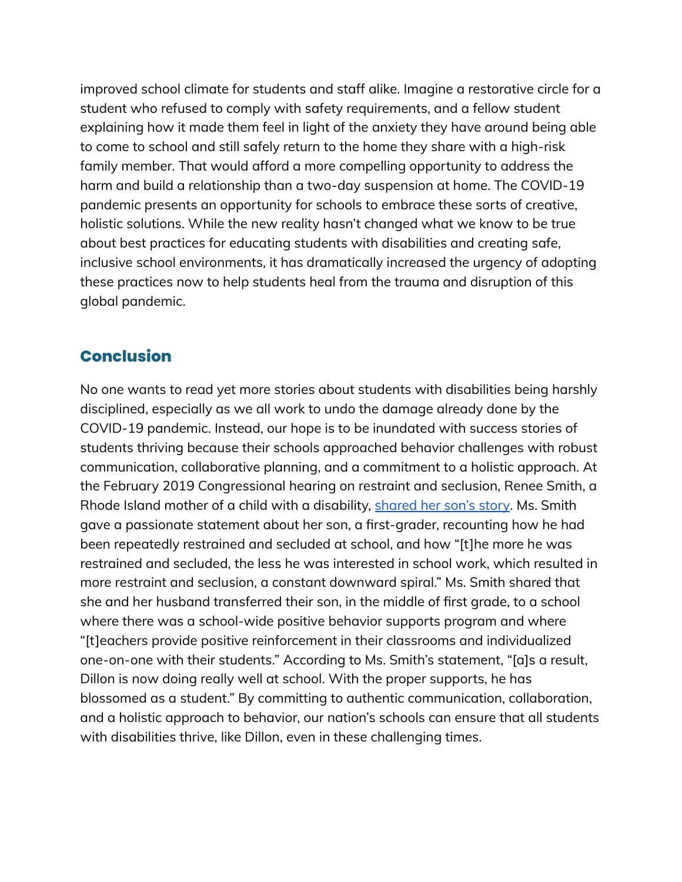improved school climate for students and staff alike. Imagine a restorative circle for a student who refused to comply with safety requirements, and a fellow student explaining how it made them feel in light of the anxiety they have around being able to come to school and still safely return to the home they share with a high-risk family member. That would afford a more compelling opportunity to address the harm and build a relationship than a two-day suspension at home. The COVID-19 pandemic presents an opportunity for schools to embrace these sorts of creative, holistic solutions. While the new reality hasn't changed what we know to be true about best practices for educating students with disabilities and creating safe, inclusive school environments, it has dramatically increased the urgency of adopting these practices now to help students heal from the trauma and disruption of this global pandemic.

## Conclusion

No one wants to read yet more stories about students with disabilities being harshly disciplined, especially as we all work to undo the damage already done by the COVID-19 pandemic. Instead, our hope is to be inundated with success stories of students thriving because their schools approached behavior challenges with robust communication, collaborative planning, and a commitment to a holistic approach. At the February 2019 Congressional hearing on restraint and seclusion, Renee Smith, a Rhode Island mother of a child with a disability, shared her son's story. Ms. Smith gave a passionate statement about her son, a first-grader, recounting how he had been repeatedly restrained and secluded at school, and how "[t]he more he was restrained and secluded, the less he was interested in school work, which resulted in more restraint and seclusion, a constant downward spiral." Ms. Smith shared that she and her husband transferred their son, in the middle of first grade, to a school where there was a school-wide positive behavior supports program and where "[t]eachers provide positive reinforcement in their classrooms and individualized one-on-one with their students." According to Ms. Smith's statement, "[a]s a result, Dillon is now doing really well at school. With the proper supports, he has blossomed as a student." By committing to authentic communication, collaboration, and a holistic approach to behavior, our nation's schools can ensure that all students with disabilities thrive, like Dillon, even in these challenging times.